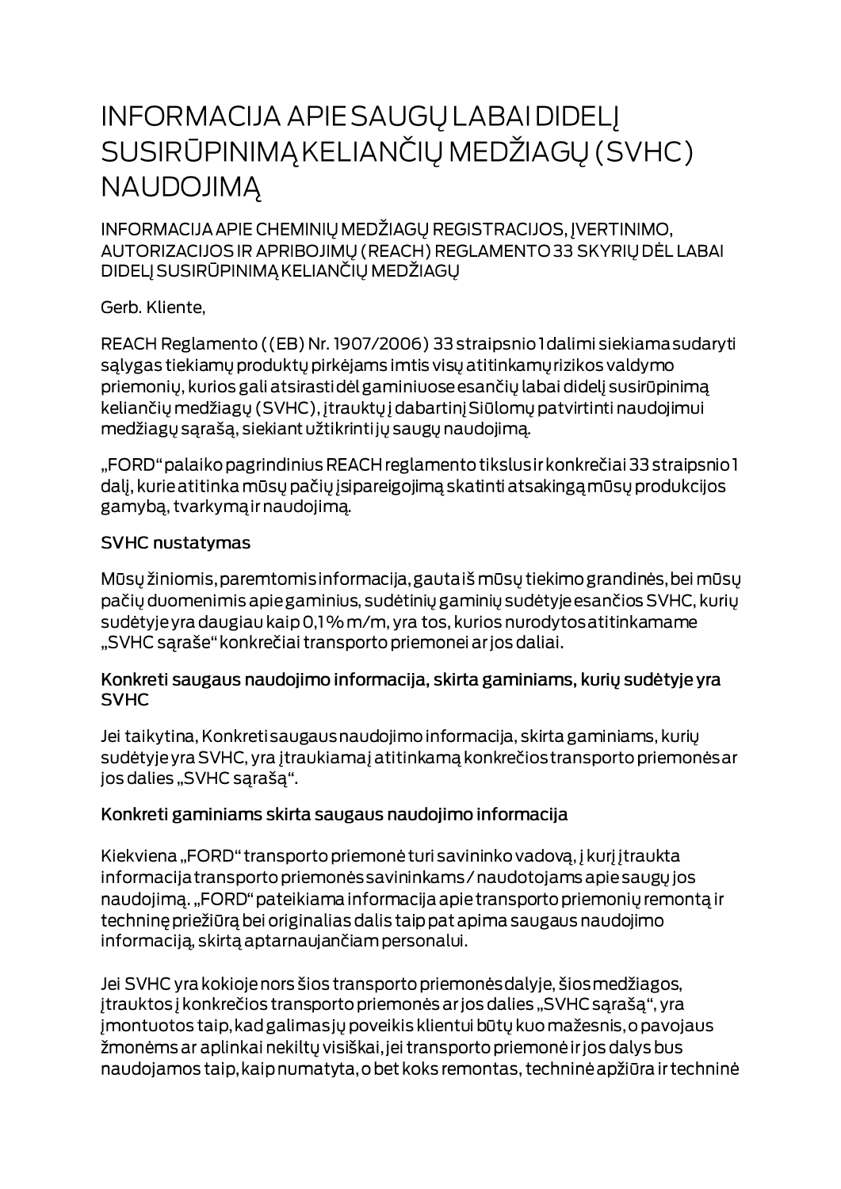# INFORMACIJA APIE SAUGŲ LABAI DIDELĮ SUSIRŪPINIMĄ KELIANČIŲ MEDŽIAGŲ (SVHC) NAUDOJIMĄ

INFORMACIJA APIE CHEMINIŲ MEDŽIAGŲ REGISTRACIJOS, ĮVERTINIMO, AUTORIZACIJOS IR APRIBOJIMŲ (REACH) REGLAMENTO 33 SKYRIŲ DĖL LABAI DIDELĮ SUSIRŪPINIMĄ KELIANČIŲ MEDŽIAGŲ

Gerb. Kliente,

REACH Reglamento ((EB) Nr. 1907/2006) 33 straipsnio 1 dalimi siekiama sudaryti sąlygas tiekiamų produktų pirkėjams imtis visų atitinkamų rizikos valdymo priemonių, kurios gali atsirasti dėl gaminiuose esančių labai didelį susirūpinimą keliančių medžiagų (SVHC), įtrauktų į dabartinį Siūlomų patvirtinti naudojimui medžiagų sąrašą, siekiant užtikrinti jų saugų naudojimą.

„FORD" palaiko pagrindinius REACH reglamento tikslus ir konkrečiai 33 straipsnio 1 dalį, kurie atitinka mūsų pačių įsipareigojimą skatinti atsakingą mūsų produkcijos gamybą, tvarkymą ir naudojimą.

## SVHC nustatymas

Mūsų žiniomis, paremtomis informacija, gauta iš mūsų tiekimo grandinės, bei mūsų pačių duomenimis apie gaminius, sudėtinių gaminių sudėtyje esančios SVHC, kurių sudėtyje yra daugiau kaip 0,1 % m/m, yra tos, kurios nurodytos atitinkamame „SVHC sąraše" konkrečiai transporto priemonei ar jos daliai.

## Konkreti saugaus naudojimo informacija, skirta gaminiams, kurių sudėtyje yra SVHC

Jei taikytina, Konkreti saugaus naudojimo informacija, skirta gaminiams, kurių sudėtyje yra SVHC, yra įtraukiama į atitinkamą konkrečios transporto priemonės ar jos dalies „SVHC sąrašą".

## Konkreti gaminiams skirta saugaus naudojimo informacija

Kiekviena „FORD" transporto priemonė turi savininko vadovą, į kurį įtraukta informacija transporto priemonės savininkams / naudotojams apie saugų jos naudojimą. „FORD" pateikiama informacija apie transporto priemonių remontą ir techninę priežiūrą bei originalias dalis taip pat apima saugaus naudojimo informaciją, skirtą aptarnaujančiam personalui.

Jei SVHC yra kokioje nors šios transporto priemonės dalyje, šios medžiagos, įtrauktos į konkrečios transporto priemonės ar jos dalies „SVHC sąrašą", yra įmontuotos taip, kad galimas jų poveikis klientui būtų kuo mažesnis, o pavojaus žmonėms ar aplinkai nekiltų visiškai, jei transporto priemonė ir jos dalys bus naudojamos taip, kaip numatyta, o bet koks remontas, techninė apžiūra ir techninė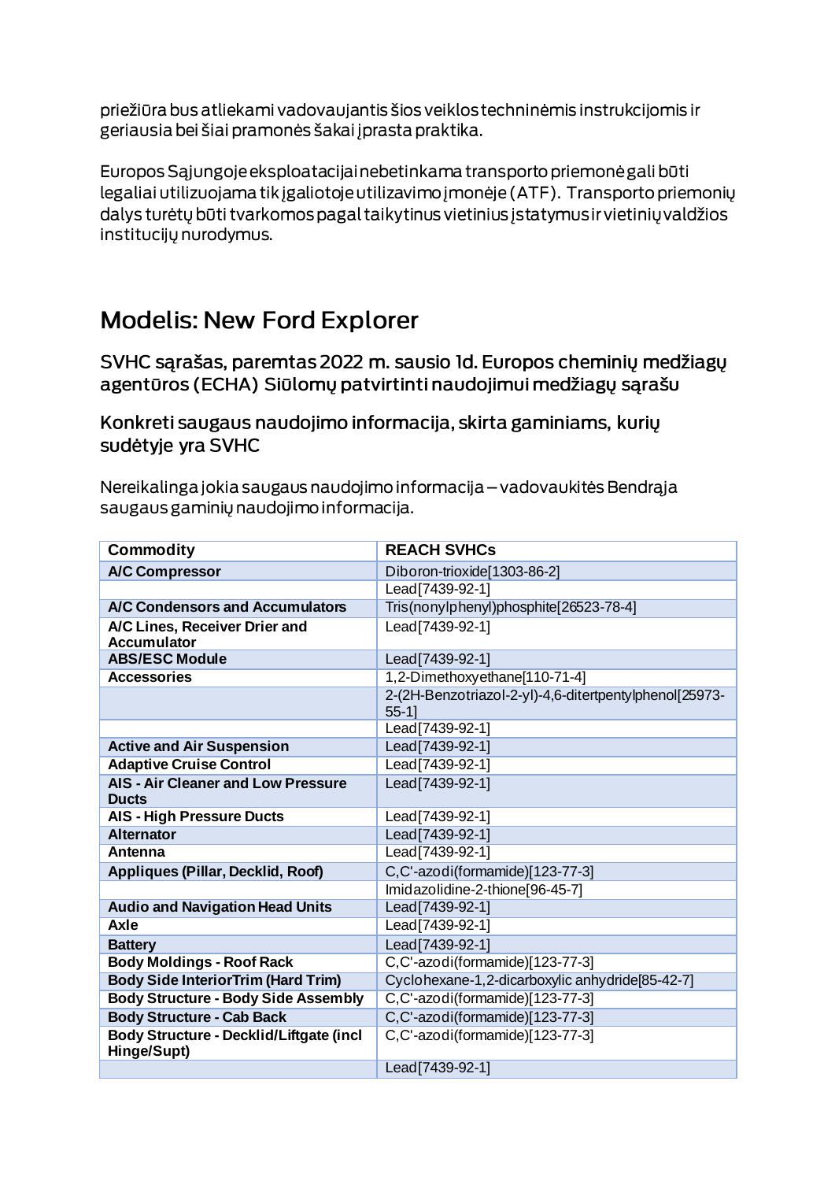priežiūra bus atliekami vadovaujantis šios veiklos techninėmis instrukcijomis ir geriausia bei šiai pramonės šakai įprasta praktika.

Europos Sąjungoje eksploatacijai nebetinkama transporto priemonė gali būti legaliai utilizuojama tik įgaliotoje utilizavimo įmonėje (ATF). Transporto priemonių dalys turėtų būti tvarkomos pagal taikytinus vietinius įstatymus ir vietinių valdžios institucijų nurodymus.

## Modelis: New Ford Explorer

### SVHC sąrašas, paremtas 2022 m. sausio 1d. Europos cheminių medžiagų agentūros (ECHA) Siūlomų patvirtinti naudojimui medžiagų sąrašu

### Konkreti saugaus naudojimo informacija, skirta gaminiams, kurių sudėtyje yra SVHC

Nereikalinga jokia saugaus naudojimo informacija – vadovaukitės Bendrąja saugaus gaminių naudojimo informacija.

| Commodity | REACH SVHCs |
|---|---|
| **A/C Compressor** | Diboron-trioxide[1303-86-2] |
| | Lead[7439-92-1] |
| **A/C Condensors and Accumulators** | Tris(nonylphenyl)phosphite[26523-78-4] |
| **A/C Lines, Receiver Drier and Accumulator** | Lead[7439-92-1] |
| **ABS/ESC Module** | Lead[7439-92-1] |
| **Accessories** | 1,2-Dimethoxyethane[110-71-4] |
| | 2-(2H-Benzotriazol-2-yl)-4,6-ditertpentylphenol[25973-55-1] |
| | Lead[7439-92-1] |
| **Active and Air Suspension** | Lead[7439-92-1] |
| **Adaptive Cruise Control** | Lead[7439-92-1] |
| **AIS - Air Cleaner and Low Pressure Ducts** | Lead[7439-92-1] |
| **AIS - High Pressure Ducts** | Lead[7439-92-1] |
| **Alternator** | Lead[7439-92-1] |
| **Antenna** | Lead[7439-92-1] |
| **Appliques (Pillar, Decklid, Roof)** | C,C'-azodi(formamide)[123-77-3] |
| | Imidazolidine-2-thione[96-45-7] |
| **Audio and Navigation Head Units** | Lead[7439-92-1] |
| **Axle** | Lead[7439-92-1] |
| **Battery** | Lead[7439-92-1] |
| **Body Moldings - Roof Rack** | C,C'-azodi(formamide)[123-77-3] |
| **Body Side InteriorTrim (Hard Trim)** | Cyclohexane-1,2-dicarboxylic anhydride[85-42-7] |
| **Body Structure - Body Side Assembly** | C,C'-azodi(formamide)[123-77-3] |
| **Body Structure - Cab Back** | C,C'-azodi(formamide)[123-77-3] |
| **Body Structure - Decklid/Liftgate (incl Hinge/Supt)** | C,C'-azodi(formamide)[123-77-3] |
| | Lead[7439-92-1] |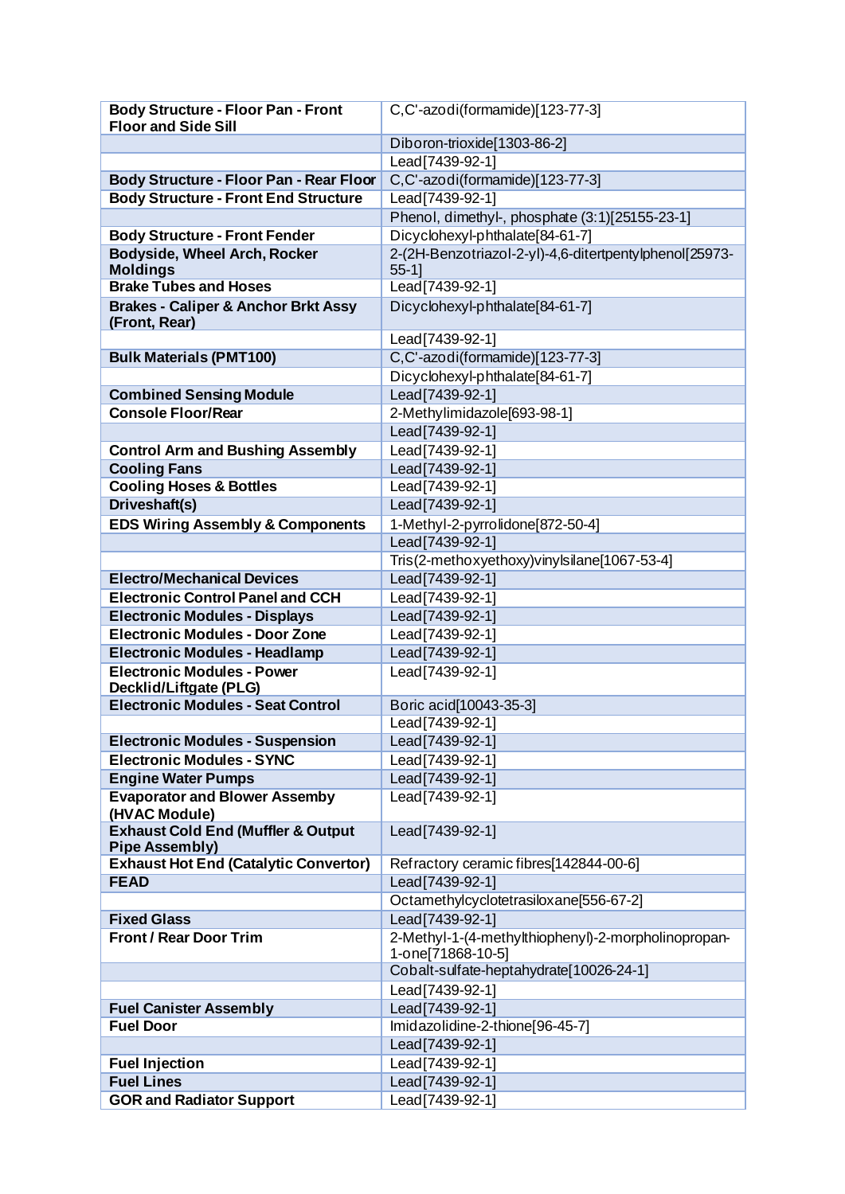| Body Structure - Floor Pan - Front Floor and Side Sill | C,C'-azodi(formamide)[123-77-3] |
|---|---|
| | Diboron-trioxide[1303-86-2] |
| | Lead[7439-92-1] |
| **Body Structure - Floor Pan - Rear Floor** | C,C'-azodi(formamide)[123-77-3] |
| **Body Structure - Front End Structure** | Lead[7439-92-1] |
| | Phenol, dimethyl-, phosphate (3:1)[25155-23-1] |
| **Body Structure - Front Fender** | Dicyclohexyl-phthalate[84-61-7] |
| **Bodyside, Wheel Arch, Rocker Moldings** | 2-(2H-Benzotriazol-2-yl)-4,6-ditertpentylphenol[25973-55-1] |
| **Brake Tubes and Hoses** | Lead[7439-92-1] |
| **Brakes - Caliper & Anchor Brkt Assy (Front, Rear)** | Dicyclohexyl-phthalate[84-61-7] |
| | Lead[7439-92-1] |
| **Bulk Materials (PMT100)** | C,C'-azodi(formamide)[123-77-3] |
| | Dicyclohexyl-phthalate[84-61-7] |
| **Combined Sensing Module** | Lead[7439-92-1] |
| **Console Floor/Rear** | 2-Methylimidazole[693-98-1] |
| | Lead[7439-92-1] |
| **Control Arm and Bushing Assembly** | Lead[7439-92-1] |
| **Cooling Fans** | Lead[7439-92-1] |
| **Cooling Hoses & Bottles** | Lead[7439-92-1] |
| **Driveshaft(s)** | Lead[7439-92-1] |
| **EDS Wiring Assembly & Components** | 1-Methyl-2-pyrrolidone[872-50-4] |
| | Lead[7439-92-1] |
| | Tris(2-methoxyethoxy)vinylsilane[1067-53-4] |
| **Electro/Mechanical Devices** | Lead[7439-92-1] |
| **Electronic Control Panel and CCH** | Lead[7439-92-1] |
| **Electronic Modules - Displays** | Lead[7439-92-1] |
| **Electronic Modules - Door Zone** | Lead[7439-92-1] |
| **Electronic Modules - Headlamp** | Lead[7439-92-1] |
| **Electronic Modules - Power Decklid/Liftgate (PLG)** | Lead[7439-92-1] |
| **Electronic Modules - Seat Control** | Boric acid[10043-35-3] |
| | Lead[7439-92-1] |
| **Electronic Modules - Suspension** | Lead[7439-92-1] |
| **Electronic Modules - SYNC** | Lead[7439-92-1] |
| **Engine Water Pumps** | Lead[7439-92-1] |
| **Evaporator and Blower Assemby (HVAC Module)** | Lead[7439-92-1] |
| **Exhaust Cold End (Muffler & Output Pipe Assembly)** | Lead[7439-92-1] |
| **Exhaust Hot End (Catalytic Convertor)** | Refractory ceramic fibres[142844-00-6] |
| **FEAD** | Lead[7439-92-1] |
| | Octamethylcyclotetrasiloxane[556-67-2] |
| **Fixed Glass** | Lead[7439-92-1] |
| **Front / Rear Door Trim** | 2-Methyl-1-(4-methylthiophenyl)-2-morpholinopropan-1-one[71868-10-5] |
| | Cobalt-sulfate-heptahydrate[10026-24-1] |
| | Lead[7439-92-1] |
| **Fuel Canister Assembly** | Lead[7439-92-1] |
| **Fuel Door** | Imidazolidine-2-thione[96-45-7] |
| | Lead[7439-92-1] |
| **Fuel Injection** | Lead[7439-92-1] |
| **Fuel Lines** | Lead[7439-92-1] |
| **GOR and Radiator Support** | Lead[7439-92-1] |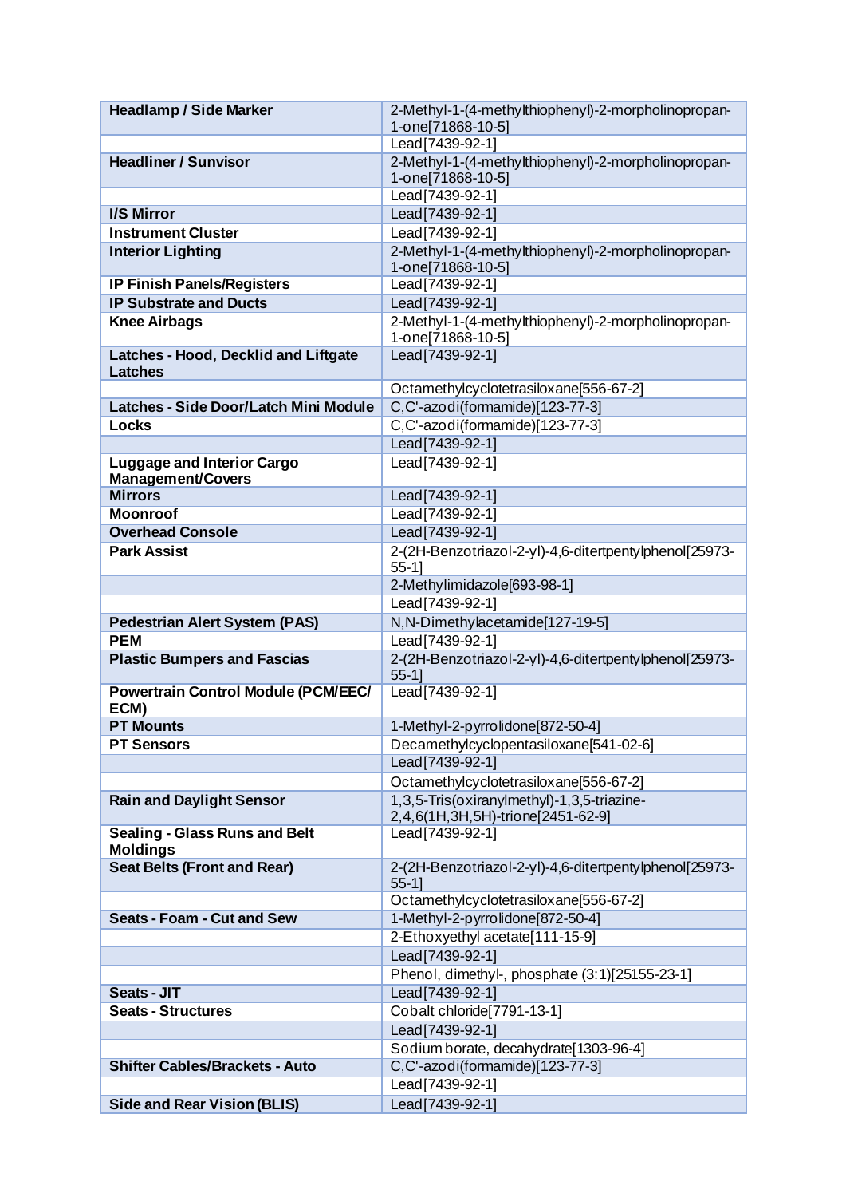| Headlamp / Side Marker | 2-Methyl-1-(4-methylthiophenyl)-2-morpholinopropan-1-one[71868-10-5] |
|---|---|
| | Lead[7439-92-1] |
| **Headliner / Sunvisor** | 2-Methyl-1-(4-methylthiophenyl)-2-morpholinopropan-1-one[71868-10-5] |
| | Lead[7439-92-1] |
| **I/S Mirror** | Lead[7439-92-1] |
| **Instrument Cluster** | Lead[7439-92-1] |
| **Interior Lighting** | 2-Methyl-1-(4-methylthiophenyl)-2-morpholinopropan-1-one[71868-10-5] |
| **IP Finish Panels/Registers** | Lead[7439-92-1] |
| **IP Substrate and Ducts** | Lead[7439-92-1] |
| **Knee Airbags** | 2-Methyl-1-(4-methylthiophenyl)-2-morpholinopropan-1-one[71868-10-5] |
| **Latches - Hood, Decklid and Liftgate Latches** | Lead[7439-92-1] |
| | Octamethylcyclotetrasiloxane[556-67-2] |
| **Latches - Side Door/Latch Mini Module** | C,C'-azodi(formamide)[123-77-3] |
| **Locks** | C,C'-azodi(formamide)[123-77-3] |
| | Lead[7439-92-1] |
| **Luggage and Interior Cargo Management/Covers** | Lead[7439-92-1] |
| **Mirrors** | Lead[7439-92-1] |
| **Moonroof** | Lead[7439-92-1] |
| **Overhead Console** | Lead[7439-92-1] |
| **Park Assist** | 2-(2H-Benzotriazol-2-yl)-4,6-ditertpentylphenol[25973-55-1] |
| | 2-Methylimidazole[693-98-1] |
| | Lead[7439-92-1] |
| **Pedestrian Alert System (PAS)** | N,N-Dimethylacetamide[127-19-5] |
| **PEM** | Lead[7439-92-1] |
| **Plastic Bumpers and Fascias** | 2-(2H-Benzotriazol-2-yl)-4,6-ditertpentylphenol[25973-55-1] |
| **Powertrain Control Module (PCM/EEC/ECM)** | Lead[7439-92-1] |
| **PT Mounts** | 1-Methyl-2-pyrrolidone[872-50-4] |
| **PT Sensors** | Decamethylcyclopentasiloxane[541-02-6] |
| | Lead[7439-92-1] |
| | Octamethylcyclotetrasiloxane[556-67-2] |
| **Rain and Daylight Sensor** | 1,3,5-Tris(oxiranylmethyl)-1,3,5-triazine-2,4,6(1H,3H,5H)-trione[2451-62-9] |
| **Sealing - Glass Runs and Belt Moldings** | Lead[7439-92-1] |
| **Seat Belts (Front and Rear)** | 2-(2H-Benzotriazol-2-yl)-4,6-ditertpentylphenol[25973-55-1] |
| | Octamethylcyclotetrasiloxane[556-67-2] |
| **Seats - Foam - Cut and Sew** | 1-Methyl-2-pyrrolidone[872-50-4] |
| | 2-Ethoxyethyl acetate[111-15-9] |
| | Lead[7439-92-1] |
| | Phenol, dimethyl-, phosphate (3:1)[25155-23-1] |
| **Seats - JIT** | Lead[7439-92-1] |
| **Seats - Structures** | Cobalt chloride[7791-13-1] |
| | Lead[7439-92-1] |
| | Sodium borate, decahydrate[1303-96-4] |
| **Shifter Cables/Brackets - Auto** | C,C'-azodi(formamide)[123-77-3] |
| | Lead[7439-92-1] |
| **Side and Rear Vision (BLIS)** | Lead[7439-92-1] |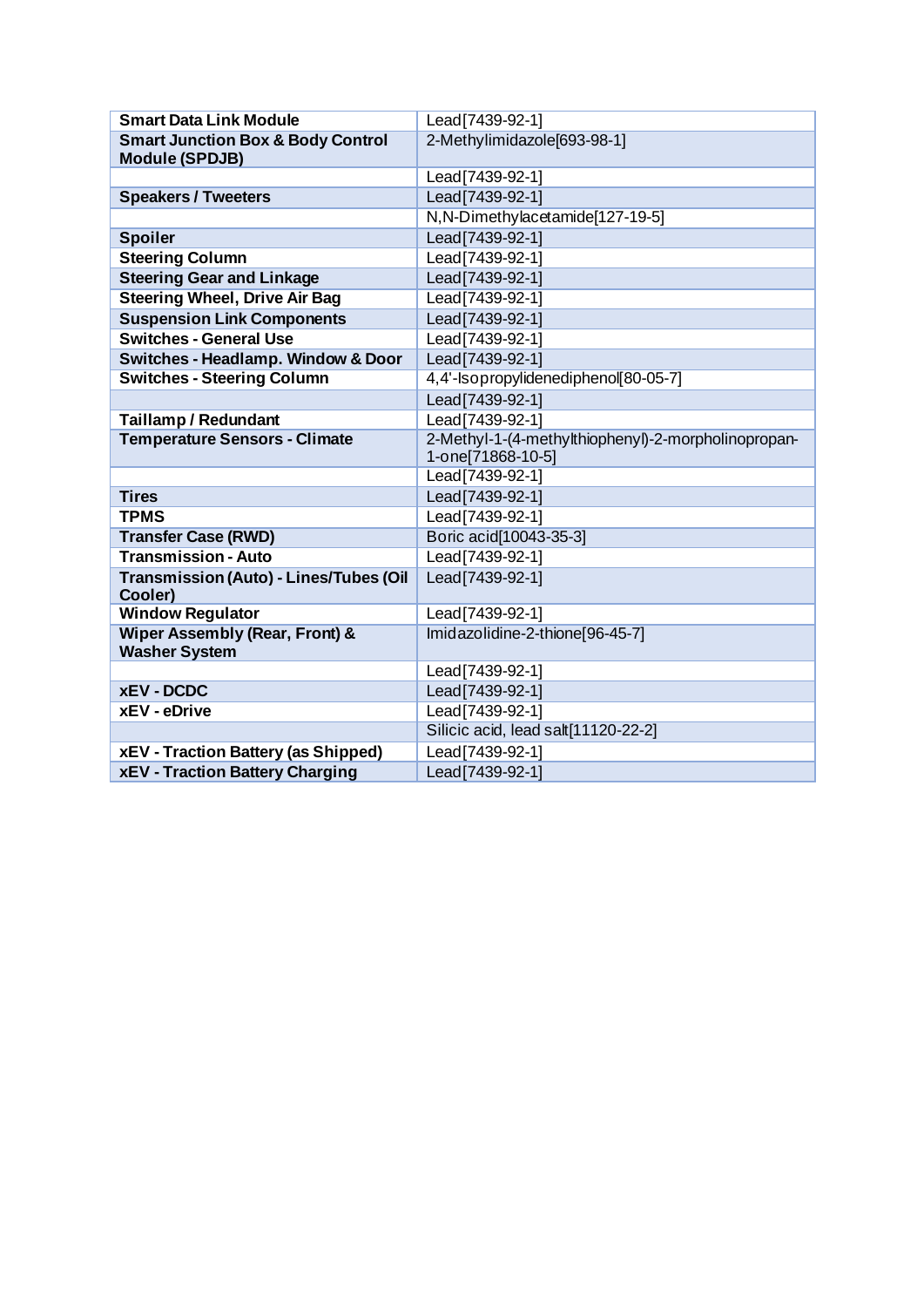| | |
|---|---|
| **Smart Data Link Module** | Lead[7439-92-1] |
| **Smart Junction Box & Body Control Module (SPDJB)** | 2-Methylimidazole[693-98-1] |
| | Lead[7439-92-1] |
| **Speakers / Tweeters** | Lead[7439-92-1] |
| | N,N-Dimethylacetamide[127-19-5] |
| **Spoiler** | Lead[7439-92-1] |
| **Steering Column** | Lead[7439-92-1] |
| **Steering Gear and Linkage** | Lead[7439-92-1] |
| **Steering Wheel, Drive Air Bag** | Lead[7439-92-1] |
| **Suspension Link Components** | Lead[7439-92-1] |
| **Switches - General Use** | Lead[7439-92-1] |
| **Switches - Headlamp. Window & Door** | Lead[7439-92-1] |
| **Switches - Steering Column** | 4,4'-Isopropylidenediphenol[80-05-7] |
| | Lead[7439-92-1] |
| **Taillamp / Redundant** | Lead[7439-92-1] |
| **Temperature Sensors - Climate** | 2-Methyl-1-(4-methylthiophenyl)-2-morpholinopropan-1-one[71868-10-5] |
| | Lead[7439-92-1] |
| **Tires** | Lead[7439-92-1] |
| **TPMS** | Lead[7439-92-1] |
| **Transfer Case (RWD)** | Boric acid[10043-35-3] |
| **Transmission - Auto** | Lead[7439-92-1] |
| **Transmission (Auto) - Lines/Tubes (Oil Cooler)** | Lead[7439-92-1] |
| **Window Regulator** | Lead[7439-92-1] |
| **Wiper Assembly (Rear, Front) & Washer System** | Imidazolidine-2-thione[96-45-7] |
| | Lead[7439-92-1] |
| **xEV - DCDC** | Lead[7439-92-1] |
| **xEV - eDrive** | Lead[7439-92-1] |
| | Silicic acid, lead salt[11120-22-2] |
| **xEV - Traction Battery (as Shipped)** | Lead[7439-92-1] |
| **xEV - Traction Battery Charging** | Lead[7439-92-1] |